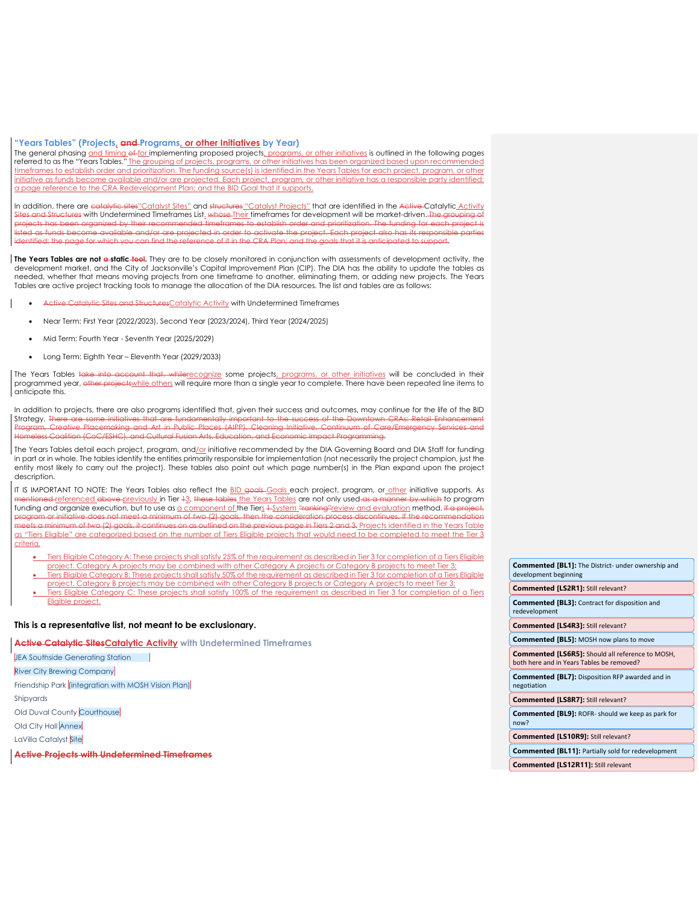## "Years Tables" (Projects, ~~and~~ Programs, or other Initiatives by Year)

The general phasing and timing ~~of~~ for implementing proposed projects, programs, or other initiatives is outlined in the following pages referred to as the "Years Tables." The grouping of projects, programs, or other initiatives has been organized based upon recommended timeframes to establish order and prioritization. The funding source(s) is identified in the Years Tables for each project, program, or other initiative as funds become available and/or are projected. Each project, program, or other initiative has a responsible party identified; a page reference to the CRA Redevelopment Plan; and the BID Goal that it supports.

In addition, there are ~~catalytic sites~~"Catalyst Sites" and ~~structures~~ "Catalyst Projects" that are identified in the ~~Active~~ Catalytic Activity Sites and Structures with Undetermined Timeframes List. ~~whose~~ Their timeframes for development will be market-driven. ~~The grouping of projects has been organized by their recommended timeframes to establish order and prioritization. The funding for each project is listed as funds become available and/or are projected in order to activate the project. Each project also has its responsible parties identified; the page for which you can find the reference of it in the CRA Plan; and the goals that it is anticipated to support.~~

**The Years Tables are not ~~a~~ static ~~tool~~.** They are to be closely monitored in conjunction with assessments of development activity, the development market, and the City of Jacksonville's Capital Improvement Plan (CIP). The DIA has the ability to update the tables as needed, whether that means moving projects from one timeframe to another, eliminating them, or adding new projects. The Years Tables are active project tracking tools to manage the allocation of the DIA resources. The list and tables are as follows:

- ~~Active Catalytic Sites and Structures~~Catalytic Activity with Undetermined Timeframes
- Near Term: First Year (2022/2023), Second Year (2023/2024), Third Year (2024/2025)
- Mid Term: Fourth Year - Seventh Year (2025/2029)
- Long Term: Eighth Year – Eleventh Year (2029/2033)

The Years Tables ~~take into account that, while~~recognize some projects, programs, or other initiatives will be concluded in their programmed year, ~~other projects~~while others will require more than a single year to complete. There have been repeated line items to anticipate this.

In addition to projects, there are also programs identified that, given their success and outcomes, may continue for the life of the BID Strategy. ~~There are some initiatives that are fundamentally important to the success of the Downtown CRAs: Retail Enhancement Program, Creative Placemaking and Art in Public Places (AIPP), Cleaning Initiative, Continuum of Care/Emergency Services and Homeless Coalition (CoC/ESHC), and Cultural Fusion Arts, Education, and Economic Impact Programming.~~

The Years Tables detail each project, program, and/or initiative recommended by the DIA Governing Board and DIA Staff for funding in part or in whole. The tables identify the entities primarily responsible for implementation (not necessarily the project champion, just the entity most likely to carry out the project). These tables also point out which page number(s) in the Plan expand upon the project description.

IT IS IMPORTANT TO NOTE: The Years Tables also reflect the BID ~~goals~~ Goals each project, program, or other initiative supports. As ~~mentioned~~ referenced ~~above~~ previously in Tier ~~1~~3, ~~these tables~~ the Years Tables are not only used ~~as a manner by which~~ to program funding and organize execution, but to use as a component of the Tiers ~~1~~ System ~~"ranking"~~review and evaluation method. ~~If a project, program or initiative does not meet a minimum of two (2) goals, then the consideration process discontinues. If the recommendation meets a minimum of two (2) goals, it continues on as outlined on the previous page in Tiers 2 and 3.~~ Projects identified in the Years Table as "Tiers Eligible" are categorized based on the number of Tiers Eligible projects that would need to be completed to meet the Tier 3 criteria.

- Tiers Eligible Category A: These projects shall satisfy 25% of the requirement as described in Tier 3 for completion of a Tiers Eligible project. Category A projects may be combined with other Category A projects or Category B projects to meet Tier 3;
- Tiers Eligible Category B: These projects shall satisfy 50% of the requirement as described in Tier 3 for completion of a Tiers Eligible project. Category B projects may be combined with other Category B projects or Category A projects to meet Tier 3;
- Tiers Eligible Category C: These projects shall satisfy 100% of the requirement as described in Tier 3 for completion of a Tiers Eligible project.

**This is a representative list, not meant to be exclusionary.**

### ~~Active Catalytic Sites~~Catalytic Activity with Undetermined Timeframes

JEA Southside Generating Station

River City Brewing Company

Friendship Park (integration with MOSH Vision Plan)

Shipyards

Old Duval County Courthouse

Old City Hall Annex

LaVilla Catalyst Site

### ~~Active Projects with Undetermined Timeframes~~

**Commented [BL1]:** The District- under ownership and development beginning

**Commented [LS2R1]:** Still relevant?

**Commented [BL3]:** Contract for disposition and redevelopment

**Commented [LS4R3]:** Still relevant?

**Commented [BL5]:** MOSH now plans to move

**Commented [LS6R5]:** Should all reference to MOSH, both here and in Years Tables be removed?

**Commented [BL7]:** Disposition RFP awarded and in negotiation

**Commented [LS8R7]:** Still relevant?

**Commented [BL9]:** ROFR- should we keep as park for now?

**Commented [LS10R9]:** Still relevant?

**Commented [BL11]:** Partially sold for redevelopment

**Commented [LS12R11]:** Still relevant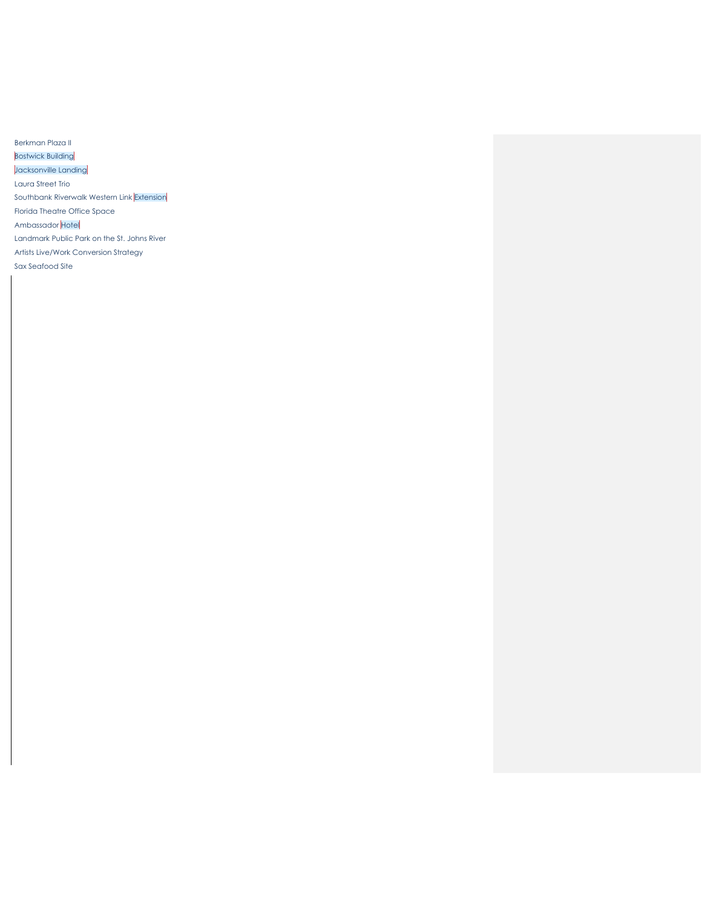Berkman Plaza II

Bostwick Building

Jacksonville Landing

Laura Street Trio

Southbank Riverwalk Western Link Extension

Florida Theatre Office Space

Ambassador Hotel

Landmark Public Park on the St. Johns River

Artists Live/Work Conversion Strategy

Sax Seafood Site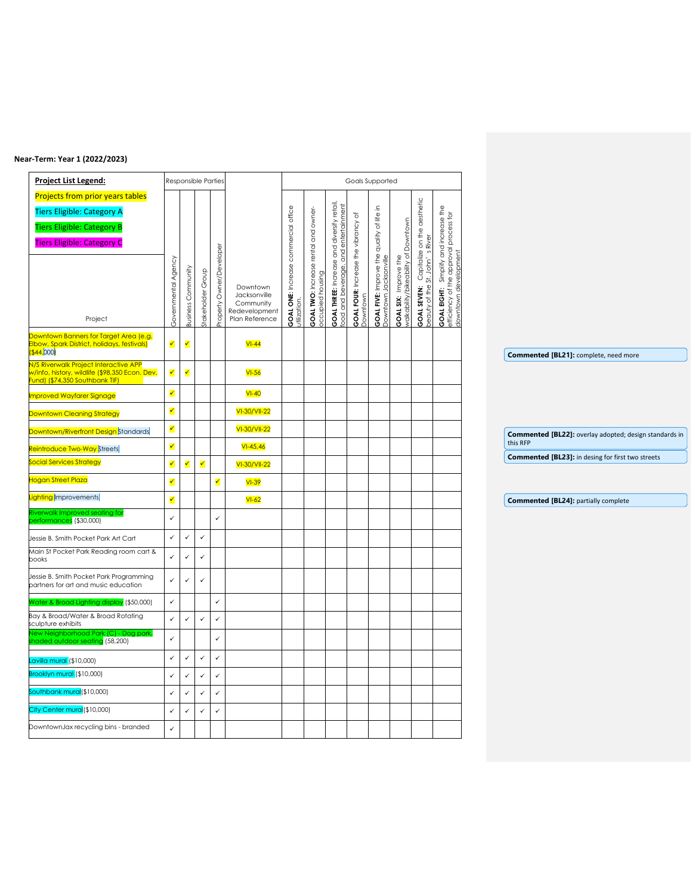## Near-Term: Year 1 (2022/2023)

| Project | Governmental Agency | Business Community | Stakeholder Group | Property Owner/Developer | Downtown Jacksonville Community Redevelopment Plan Reference | GOAL ONE: Increase commercial office utilization. | GOAL TWO: Increase rental and owner-occupied housing | GOAL THREE: Increase and diversify retail, food and beverage, and entertainment | GOAL FOUR: Increase the vibrancy of Downtown | GOAL FIVE: Improve the quality of life in Downtown Jacksonville | GOAL SIX: Improve the walkability/bikeability of Downtown | GOAL SEVEN: Capitalize on the aesthetic beauty of the St. John's River | GOAL EIGHT: Simplify and increase the efficiency of the approval process for downtown development |
|---|---|---|---|---|---|---|---|---|---|---|---|---|---|
| Downtown Banners for Target Area (e.g. Elbow, Spark District, holidays, festivals) ($44,000) | ✓ | ✓ | | | VI-44 | | | | | | | | |
| N/S Riverwalk Project Interactive APP w/info, history, wildlife ($98,350 Econ. Dev. Fund) ($74,350 Southbank TIF) | ✓ | ✓ | | | VI-56 | | | | | | | | |
| Improved Wayfarer Signage | ✓ | | | | VI-40 | | | | | | | | |
| Downtown Cleaning Strategy | ✓ | | | | VI-30/VII-22 | | | | | | | | |
| Downtown/Riverfront Design Standards | ✓ | | | | VI-30/VII-22 | | | | | | | | |
| Reintroduce Two-Way Streets | ✓ | | | | VI-45,46 | | | | | | | | |
| Social Services Strategy | ✓ | ✓ | ✓ | | VI-30/VII-22 | | | | | | | | |
| Hogan Street Plaza | ✓ | | | ✓ | VI-39 | | | | | | | | |
| Lighting Improvements | ✓ | | | | VI-62 | | | | | | | | |
| Riverwalk Improved seating for performances ($30,000) | ✓ | | | ✓ | | | | | | | | | |
| Jessie B. Smith Pocket Park Art Cart | ✓ | ✓ | ✓ | | | | | | | | | | |
| Main St Pocket Park Reading room cart & books | ✓ | ✓ | ✓ | | | | | | | | | | |
| Jessie B. Smith Pocket Park Programming partners for art and music education | ✓ | ✓ | ✓ | | | | | | | | | | |
| Water & Broad Lighting display ($50,000) | ✓ | | | ✓ | | | | | | | | | |
| Bay & Broad/Water & Broad Rotating sculpture exhibits | ✓ | ✓ | ✓ | ✓ | | | | | | | | | |
| New Neighborhood Park (C) - Dog park, shaded outdoor seating (58,200) | ✓ | | | ✓ | | | | | | | | | |
| Lavilla mural ($10,000) | ✓ | ✓ | ✓ | ✓ | | | | | | | | | |
| Brooklyn mural ($10,000) | ✓ | ✓ | ✓ | ✓ | | | | | | | | | |
| Southbank mural($10,000) | ✓ | ✓ | ✓ | ✓ | | | | | | | | | |
| City Center mural($10,000) | ✓ | ✓ | ✓ | ✓ | | | | | | | | | |
| DowntownJax recycling bins - branded | ✓ | | | | | | | | | | | | |

**Project List Legend:**
- Projects from prior years tables
- Tiers Eligible: Category A
- Tiers Eligible: Category B
- Tiers Eligible: Category C

**Commented [BL21]:** complete, need more

**Commented [BL22]:** overlay adopted; design standards in this RFP

**Commented [BL23]:** in desing for first two streets

**Commented [BL24]:** partially complete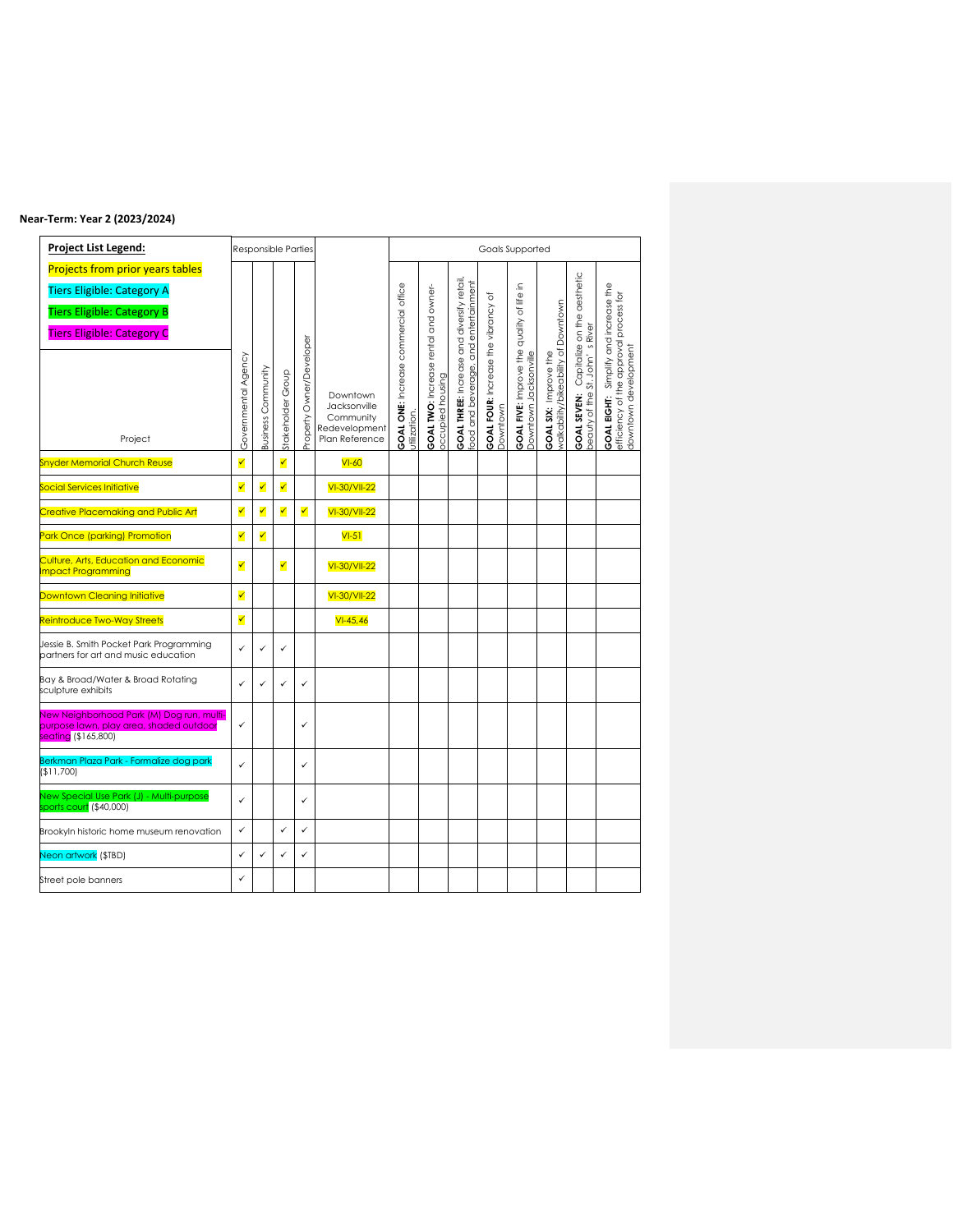**Near-Term: Year 2 (2023/2024)**

| Project List Legend: | Responsible Parties | | | | | Goals Supported | | | | | | | |
|---|---|---|---|---|---|---|---|---|---|---|---|---|---|
| Projects from prior years tables<br>Tiers Eligible: Category A<br>Tiers Eligible: Category B<br>Tiers Eligible: Category C | | | | | | | | | | | | | |
| Project | Governmental Agency | Business Community | Stakeholder Group | Property Owner/Developer | Downtown Jacksonville Community Redevelopment Plan Reference | **GOAL ONE:** Increase commercial office utilization. | **GOAL TWO:** Increase rental and owner-occupied housing | **GOAL THREE:** Increase and diversify retail, food and beverage, and entertainment | **GOAL FOUR:** Increase the vibrancy of Downtown | **GOAL FIVE:** Improve the quality of life in Downtown Jacksonville | **GOAL SIX:** Improve the walkability/bikeability of Downtown | **GOAL SEVEN:** Capitalize on the aesthetic beauty of the St. John's River | **GOAL EIGHT:** Simplify and increase the efficiency of the approval process for downtown development |
| Snyder Memorial Church Reuse | ✓ | | ✓ | | VI-60 | | | | | | | | |
| Social Services Initiative | ✓ | ✓ | ✓ | | VI-30/VII-22 | | | | | | | | |
| Creative Placemaking and Public Art | ✓ | ✓ | ✓ | ✓ | VI-30/VII-22 | | | | | | | | |
| Park Once (parking) Promotion | ✓ | ✓ | | | VI-51 | | | | | | | | |
| Culture, Arts, Education and Economic Impact Programming | ✓ | | ✓ | | VI-30/VII-22 | | | | | | | | |
| Downtown Cleaning Initiative | ✓ | | | | VI-30/VII-22 | | | | | | | | |
| Reintroduce Two-Way Streets | ✓ | | | | VI-45,46 | | | | | | | | |
| Jessie B. Smith Pocket Park Programming partners for art and music education | ✓ | ✓ | ✓ | | | | | | | | | | |
| Bay & Broad/Water & Broad Rotating sculpture exhibits | ✓ | ✓ | ✓ | ✓ | | | | | | | | | |
| New Neighborhood Park (M) Dog run, multi-purpose lawn, play area, shaded outdoor seating ($165,800) | ✓ | | | ✓ | | | | | | | | | |
| Berkman Plaza Park - Formalize dog park ($11,700) | ✓ | | | ✓ | | | | | | | | | |
| New Special Use Park (J) - Multi-purpose sports court ($40,000) | ✓ | | | ✓ | | | | | | | | | |
| Brookyln historic home museum renovation | ✓ | | ✓ | ✓ | | | | | | | | | |
| Neon artwork ($TBD) | ✓ | ✓ | ✓ | ✓ | | | | | | | | | |
| Street pole banners | ✓ | | | | | | | | | | | | |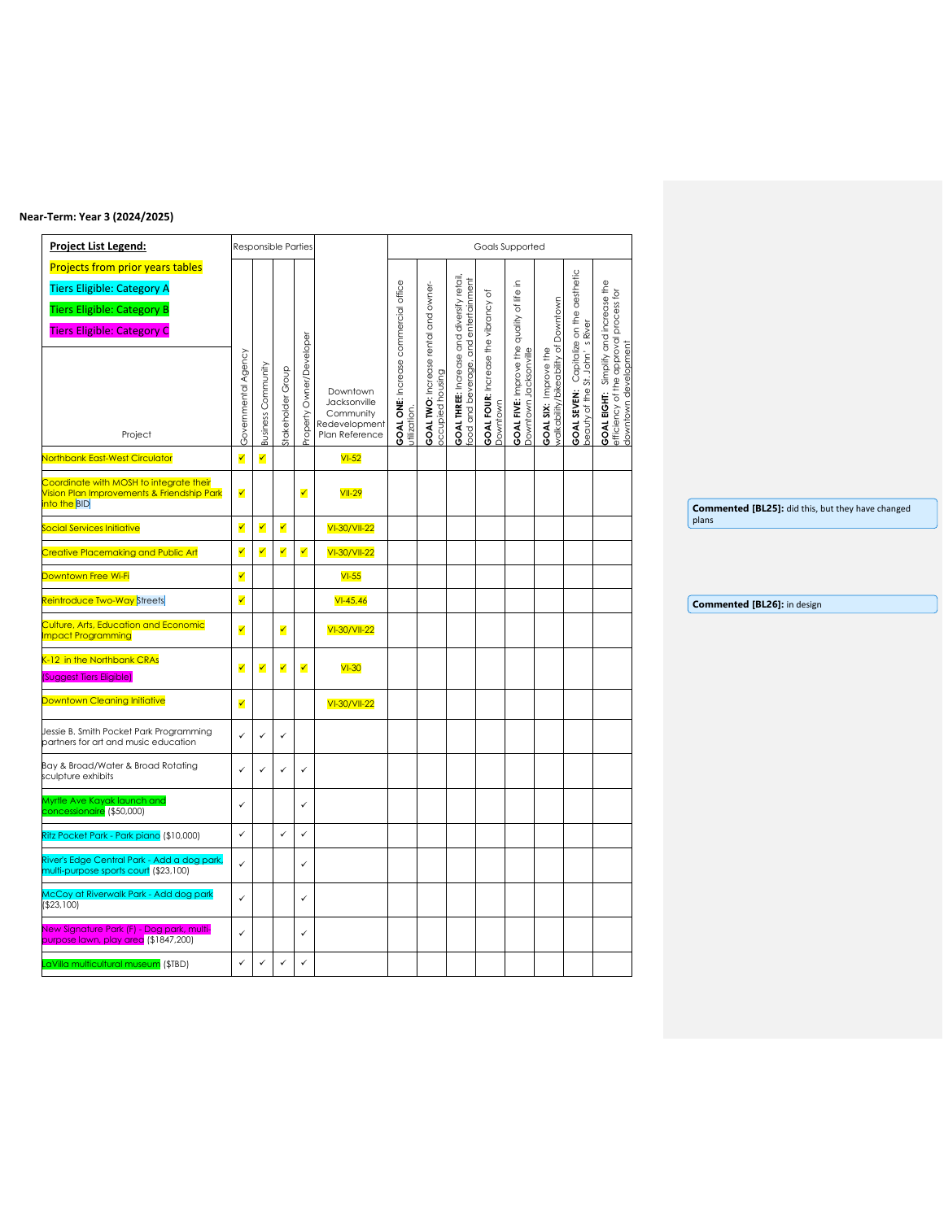**Near-Term: Year 3 (2024/2025)**

**Project List Legend:**

- Projects from prior years tables
- Tiers Eligible: Category A
- Tiers Eligible: Category B
- Tiers Eligible: Category C

| Project | Governmental Agency | Business Community | Stakeholder Group | Property Owner/Developer | Downtown Jacksonville Community Redevelopment Plan Reference | GOAL ONE: Increase commercial office utilization. | GOAL TWO: Increase rental and owner-occupied housing | GOAL THREE: Increase and diversify retail, food and beverage, and entertainment | GOAL FOUR: Increase the vibrancy of Downtown | GOAL FIVE: Improve the quality of life in Downtown Jacksonville | GOAL SIX: Improve the walkability/bikeability of Downtown | GOAL SEVEN: Capitalize on the aesthetic beauty of the St. John's River | GOAL EIGHT: Simplify and increase the efficiency of the approval process for downtown development |
|---|---|---|---|---|---|---|---|---|---|---|---|---|---|
| Northbank East-West Circulator | ✓ | ✓ | | | VI-52 | | | | | | | | |
| Coordinate with MOSH to integrate their Vision Plan Improvements & Friendship Park into the BID | ✓ | | | ✓ | VII-29 | | | | | | | | |
| Social Services Initiative | ✓ | ✓ | ✓ | | VI-30/VII-22 | | | | | | | | |
| Creative Placemaking and Public Art | ✓ | ✓ | ✓ | ✓ | VI-30/VII-22 | | | | | | | | |
| Downtown Free Wi-Fi | ✓ | | | | VI-55 | | | | | | | | |
| Reintroduce Two-Way Streets | ✓ | | | | VI-45,46 | | | | | | | | |
| Culture, Arts, Education and Economic Impact Programming | ✓ | | ✓ | | VI-30/VII-22 | | | | | | | | |
| K-12 in the Northbank CRAs (Suggest Tiers Eligible) | ✓ | ✓ | ✓ | ✓ | VI-30 | | | | | | | | |
| Downtown Cleaning Initiative | ✓ | | | | VI-30/VII-22 | | | | | | | | |
| Jessie B. Smith Pocket Park Programming partners for art and music education | ✓ | ✓ | ✓ | | | | | | | | | | |
| Bay & Broad/Water & Broad Rotating sculpture exhibits | ✓ | ✓ | ✓ | ✓ | | | | | | | | | |
| Myrtle Ave Kayak launch and concessionaire ($50,000) | ✓ | | | ✓ | | | | | | | | | |
| Ritz Pocket Park - Park piano ($10,000) | ✓ | | ✓ | ✓ | | | | | | | | | |
| River's Edge Central Park - Add a dog park, multi-purpose sports court ($23,100) | ✓ | | | ✓ | | | | | | | | | |
| McCoy at Riverwalk Park - Add dog park ($23,100) | ✓ | | | ✓ | | | | | | | | | |
| New Signature Park (F) - Dog park, multi-purpose lawn, play area ($1847,200) | ✓ | | | ✓ | | | | | | | | | |
| LaVilla multicultural museum ($TBD) | ✓ | ✓ | ✓ | ✓ | | | | | | | | | |

**Commented [BL25]:** did this, but they have changed plans

**Commented [BL26]:** in design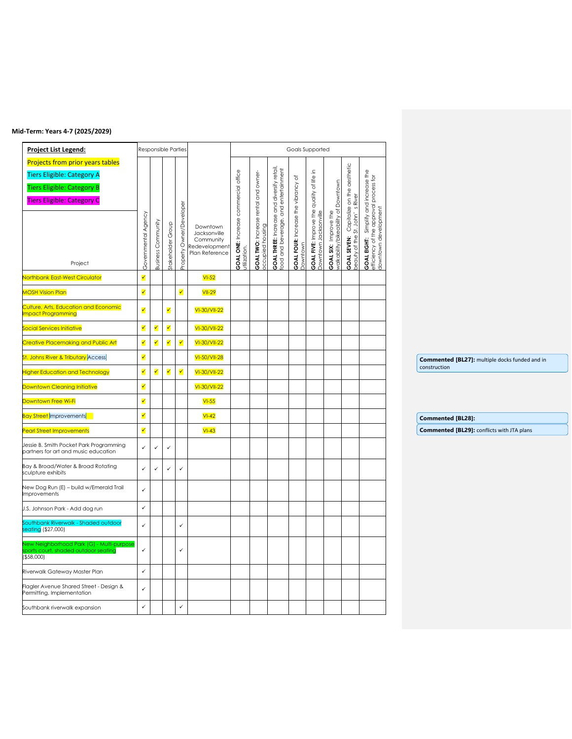## Mid-Term: Years 4-7 (2025/2029)

| Project List Legend: Projects from prior years tables; Tiers Eligible: Category A; Tiers Eligible: Category B; Tiers Eligible: Category C | Responsible Parties | | | | | Goals Supported | | | | | | | |
|---|---|---|---|---|---|---|---|---|---|---|---|---|---|
| Project | Governmental Agency | Business Community | Stakeholder Group | Property Owner/Developer | Downtown Jacksonville Community Redevelopment Plan Reference | **GOAL ONE:** Increase commercial office utilization. | **GOAL TWO:** Increase rental and owner-occupied housing | **GOAL THREE:** Increase and diversify retail, food and beverage, and entertainment | **GOAL FOUR:** Increase the vibrancy of Downtown | **GOAL FIVE:** Improve the quality of life in Downtown Jacksonville | **GOAL SIX:** Improve the walkability/bikeability of Downtown | **GOAL SEVEN:** Capitalize on the aesthetic beauty of the St. John's River | **GOAL EIGHT:** Simplify and increase the efficiency of the approval process for downtown development |
| Northbank East-West Circulator | ✓ | | | | VI-52 | | | | | | | | |
| MOSH Vision Plan | ✓ | | | ✓ | VII-29 | | | | | | | | |
| Culture, Arts, Education and Economic Impact Programming | ✓ | | ✓ | | VI-30/VII-22 | | | | | | | | |
| Social Services Initiative | ✓ | ✓ | ✓ | | VI-30/VII-22 | | | | | | | | |
| Creative Placemaking and Public Art | ✓ | ✓ | ✓ | ✓ | VI-30/VII-22 | | | | | | | | |
| St. Johns River & Tributary Access | ✓ | | | | VI-50/VII-28 | | | | | | | | |
| Higher Education and Technology | ✓ | ✓ | ✓ | ✓ | VI-30/VII-22 | | | | | | | | |
| Downtown Cleaning Initiative | ✓ | | | | VI-30/VII-22 | | | | | | | | |
| Downtown Free Wi-Fi | ✓ | | | | VI-55 | | | | | | | | |
| Bay Street Improvements | ✓ | | | | VI-42 | | | | | | | | |
| Pearl Street Improvements | ✓ | | | | VI-43 | | | | | | | | |
| Jessie B. Smith Pocket Park Programming partners for art and music education | ✓ | ✓ | ✓ | | | | | | | | | | |
| Bay & Broad/Water & Broad Rotating sculpture exhibits | ✓ | ✓ | ✓ | ✓ | | | | | | | | | |
| New Dog Run (E) – build w/Emerald Trail Improvements | ✓ | | | | | | | | | | | | |
| J.S. Johnson Park - Add dog run | ✓ | | | | | | | | | | | | |
| Southbank Riverwalk - Shaded outdoor seating ($27,000) | ✓ | | | ✓ | | | | | | | | | |
| New Neighborhood Park (G) - Multi-purpose sports court, shaded outdoor seating ($58,000) | ✓ | | | ✓ | | | | | | | | | |
| Riverwalk Gateway Master Plan | ✓ | | | | | | | | | | | | |
| Flagler Avenue Shared Street - Design & Permitting, Implementation | ✓ | | | | | | | | | | | | |
| Southbank riverwalk expansion | ✓ | | | ✓ | | | | | | | | | |

**Commented [BL27]:** multiple docks funded and in construction

**Commented [BL28]:**

**Commented [BL29]:** conflicts with JTA plans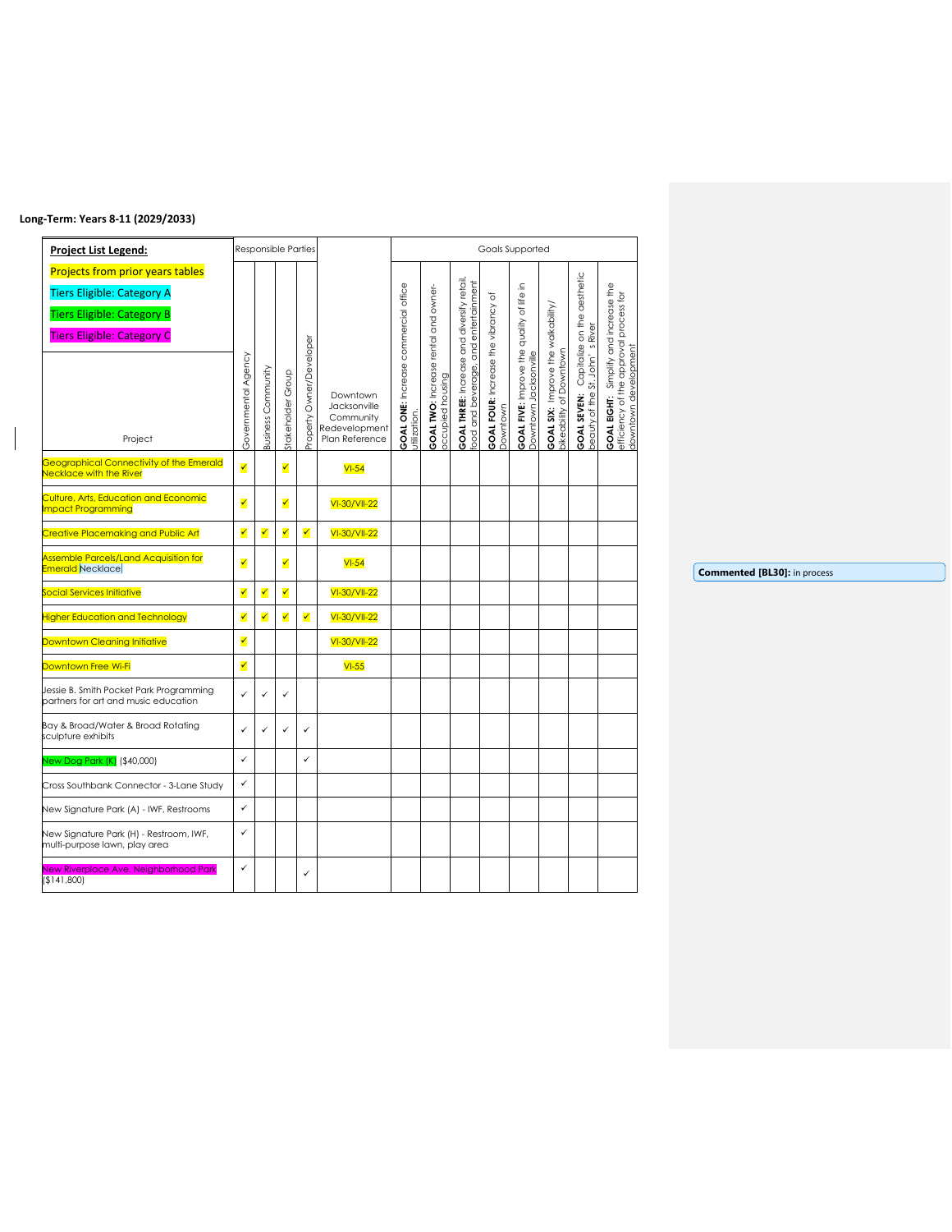## Long-Term: Years 8-11 (2029/2033)

| Project List Legend: | Responsible Parties | | | | | Goals Supported | | | | | | | |
|---|---|---|---|---|---|---|---|---|---|---|---|---|---|
| Projects from prior years tables<br>Tiers Eligible: Category A<br>Tiers Eligible: Category B<br>Tiers Eligible: Category C | | | | | | | | | | | | | |
| Project | Governmental Agency | Business Community | Stakeholder Group | Property Owner/Developer | Downtown Jacksonville Community Redevelopment Plan Reference | **GOAL ONE:** Increase commercial office utilization. | **GOAL TWO:** Increase rental and owner-occupied housing | **GOAL THREE:** Increase and diversify retail, food and beverage, and entertainment | **GOAL FOUR:** Increase the vibrancy of Downtown | **GOAL FIVE:** Improve the quality of life in Downtown Jacksonville | **GOAL SIX:** Improve the walkability/ bikeability of Downtown | **GOAL SEVEN:** Capitalize on the aesthetic beauty of the St. John' s River | **GOAL EIGHT:** Simplify and increase the efficiency of the approval process for downtown development |
| Geographical Connectivity of the Emerald Necklace with the River | ✓ | | ✓ | | VI-54 | | | | | | | | |
| Culture, Arts, Education and Economic Impact Programming | ✓ | | ✓ | | VI-30/VII-22 | | | | | | | | |
| Creative Placemaking and Public Art | ✓ | ✓ | ✓ | ✓ | VI-30/VII-22 | | | | | | | | |
| Assemble Parcels/Land Acquisition for Emerald Necklace | ✓ | | ✓ | | VI-54 | | | | | | | | |
| Social Services Initiative | ✓ | ✓ | ✓ | | VI-30/VII-22 | | | | | | | | |
| Higher Education and Technology | ✓ | ✓ | ✓ | ✓ | VI-30/VII-22 | | | | | | | | |
| Downtown Cleaning Initiative | ✓ | | | | VI-30/VII-22 | | | | | | | | |
| Downtown Free Wi-Fi | ✓ | | | | VI-55 | | | | | | | | |
| Jessie B. Smith Pocket Park Programming partners for art and music education | ✓ | ✓ | ✓ | | | | | | | | | | |
| Bay & Broad/Water & Broad Rotating sculpture exhibits | ✓ | ✓ | ✓ | ✓ | | | | | | | | | |
| New Dog Park (K) ($40,000) | ✓ | | | ✓ | | | | | | | | | |
| Cross Southbank Connector - 3-Lane Study | ✓ | | | | | | | | | | | | |
| New Signature Park (A) - IWF, Restrooms | ✓ | | | | | | | | | | | | |
| New Signature Park (H) - Restroom, IWF, multi-purpose lawn, play area | ✓ | | | | | | | | | | | | |
| New Riverplace Ave. Neighborhood Park ($141,800) | ✓ | | | ✓ | | | | | | | | | |

**Commented [BL30]:** in process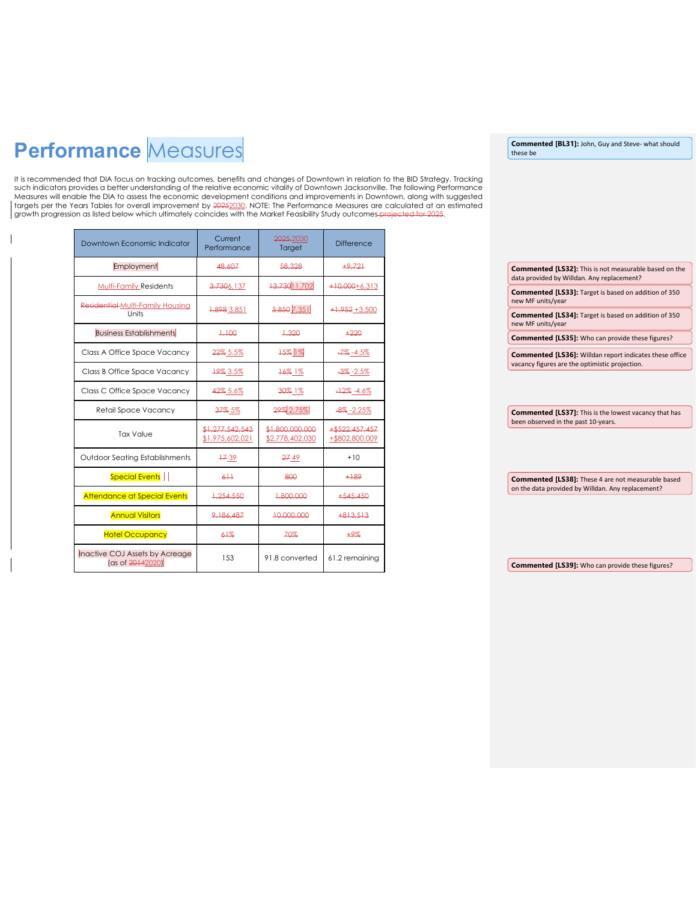# Performance Measures

It is recommended that DIA focus on tracking outcomes, benefits and changes of Downtown in relation to the BID Strategy. Tracking such indicators provides a better understanding of the relative economic vitality of Downtown Jacksonville. The following Performance Measures will enable the DIA to assess the economic development conditions and improvements in Downtown, along with suggested targets per the Years Tables for overall improvement by ~~2025~~2030. NOTE: The Performance Measures are calculated at an estimated growth progression as listed below which ultimately coincides with the Market Feasibility Study outcomes ~~projected for 2025~~.

| Downtown Economic Indicator | Current Performance | ~~2025~~ 2030 Target | Difference |
|---|---|---|---|
| Employment | ~~48,607~~ | ~~58,328~~ | ~~+9,721~~ |
| Multi-Family Residents | ~~3,730~~6,137 | ~~13,730~~11,702 | ~~+10,000~~+6,313 |
| ~~Residential~~ Multi-Family Housing Units | ~~1,898~~ 3,851 | ~~3,850~~ 7,351 | ~~+1,952~~ +3,500 |
| Business Establishments | ~~1,100~~ | ~~1,320~~ | ~~+220~~ |
| Class A Office Space Vacancy | ~~22%~~ 5.5% | ~~15%~~ 1% | ~~-7%~~ -4.5% |
| Class B Office Space Vacancy | ~~19%~~ 3.5% | ~~16%~~ 1% | ~~-3%~~ -2.5% |
| Class C Office Space Vacancy | ~~42%~~ 5.6% | ~~30%~~ 1% | ~~-12%~~ -4.6% |
| Retail Space Vacancy | ~~37%~~ 5% | ~~29%~~ 2.75% | ~~-8%~~ -2.25% |
| Tax Value | ~~$1,277,542,543~~ $1,975,602,021 | ~~$1,800,000,000~~ $2,778,402,030 | ~~+$522,457,457~~ +$802,800,009 |
| Outdoor Seating Establishments | ~~17~~ 39 | ~~27~~ 49 | +10 |
| Special Events | ~~611~~ | ~~800~~ | ~~+189~~ |
| Attendance at Special Events | ~~1,254,550~~ | ~~1,800,000~~ | ~~+545,450~~ |
| Annual Visitors | ~~9,186,487~~ | ~~10,000,000~~ | ~~+813,513~~ |
| Hotel Occupancy | ~~61%~~ | ~~70%~~ | ~~+9%~~ |
| Inactive COJ Assets by Acreage (as of ~~2014~~2020) | 153 | 91.8 converted | 61.2 remaining |

**Commented [BL31]:** John, Guy and Steve- what should these be

**Commented [LS32]:** This is not measurable based on the data provided by Willdan. Any replacement?

**Commented [LS33]:** Target is based on addition of 350 new MF units/year

**Commented [LS34]:** Target is based on addition of 350 new MF units/year

**Commented [LS35]:** Who can provide these figures?

**Commented [LS36]:** Willdan report indicates these office vacancy figures are the optimistic projection.

**Commented [LS37]:** This is the lowest vacancy that has been observed in the past 10-years.

**Commented [LS38]:** These 4 are not measurable based on the data provided by Willdan. Any replacement?

**Commented [LS39]:** Who can provide these figures?